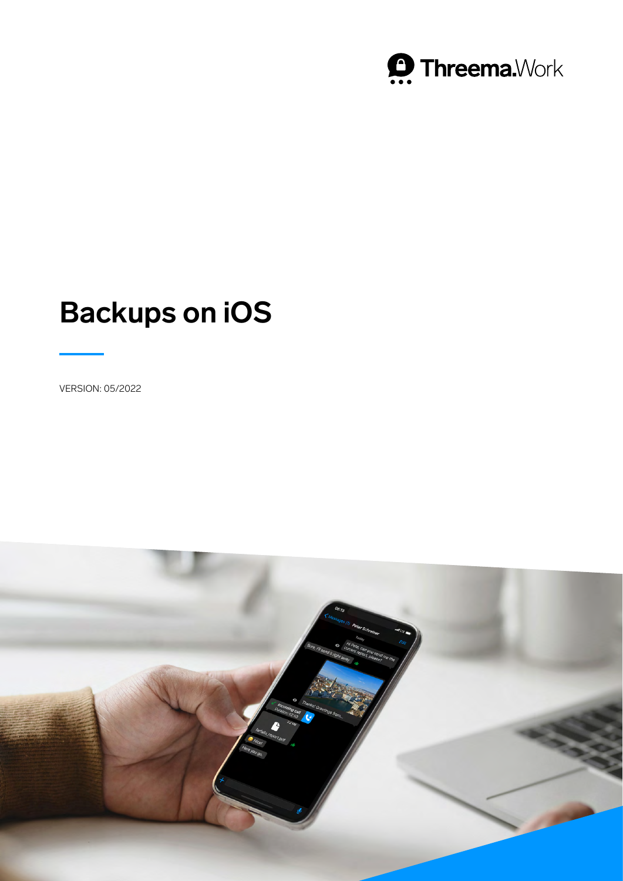Threema.Work

# Backups on iOS

VERSION: 05/2022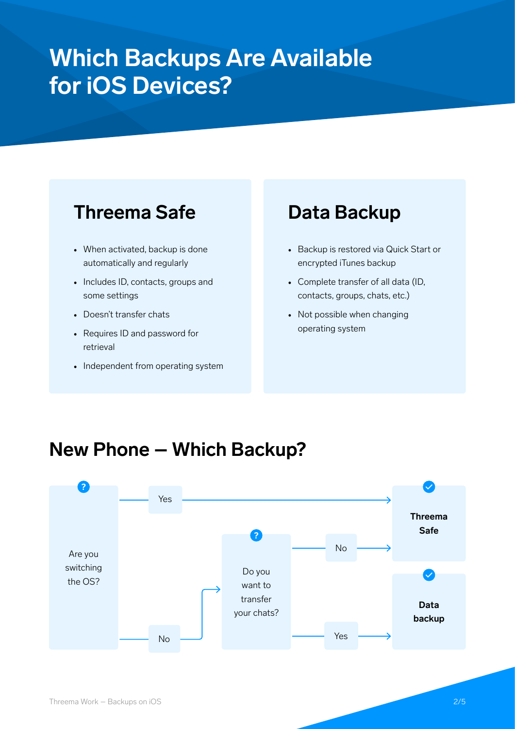# Which Backups Are Available for iOS Devices?

## Threema Safe

- When activated, backup is done automatically and regularly
- Includes ID, contacts, groups and some settings
- Doesn't transfer chats
- Requires ID and password for retrieval
- Independent from operating system

## Data Backup

- Backup is restored via Quick Start or encrypted iTunes backup
- Complete transfer of all data (ID, contacts, groups, chats, etc.)
- Not possible when changing operating system

## New Phone – Which Backup?

Are you switching the OS?

- Yes → **Threema Safe**
- No → Do you want to transfer your chats?
  - No → **Threema Safe**
  - Yes → **Data backup**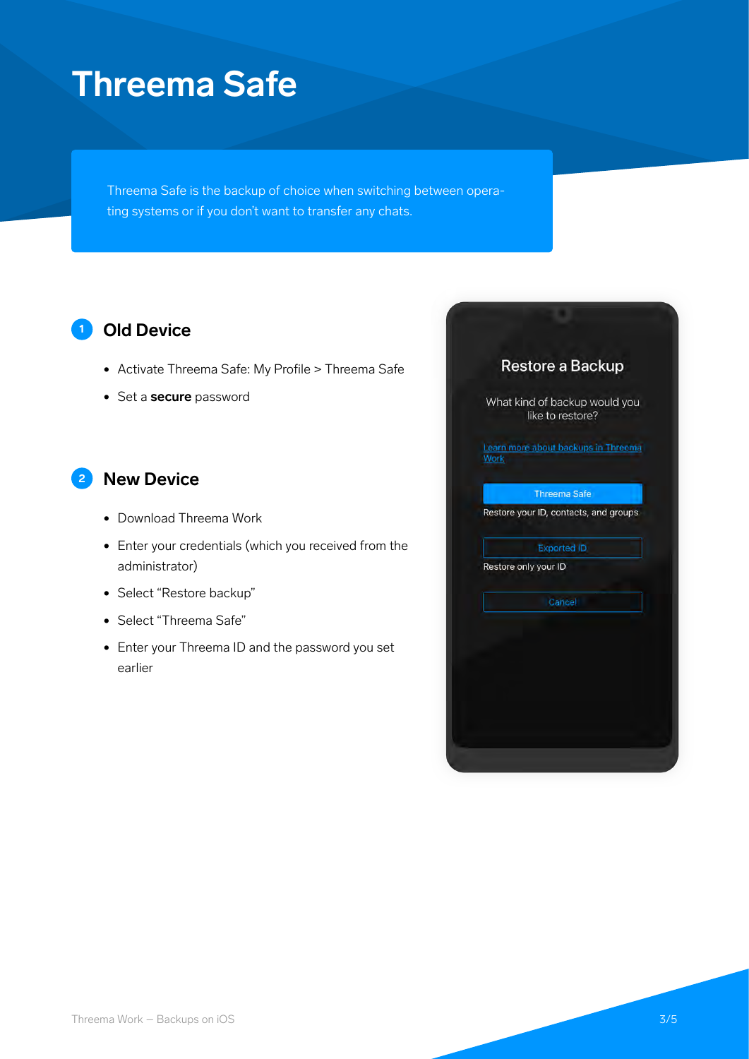# Threema Safe

Threema Safe is the backup of choice when switching between operating systems or if you don't want to transfer any chats.

## 1 Old Device

- Activate Threema Safe: My Profile > Threema Safe
- Set a **secure** password

## 2 New Device

- Download Threema Work
- Enter your credentials (which you received from the administrator)
- Select "Restore backup"
- Select "Threema Safe"
- Enter your Threema ID and the password you set earlier

Restore a Backup

What kind of backup would you like to restore?

Learn more about backups in Threema Work

Threema Safe

Restore your ID, contacts, and groups

Exported ID

Restore only your ID

Cancel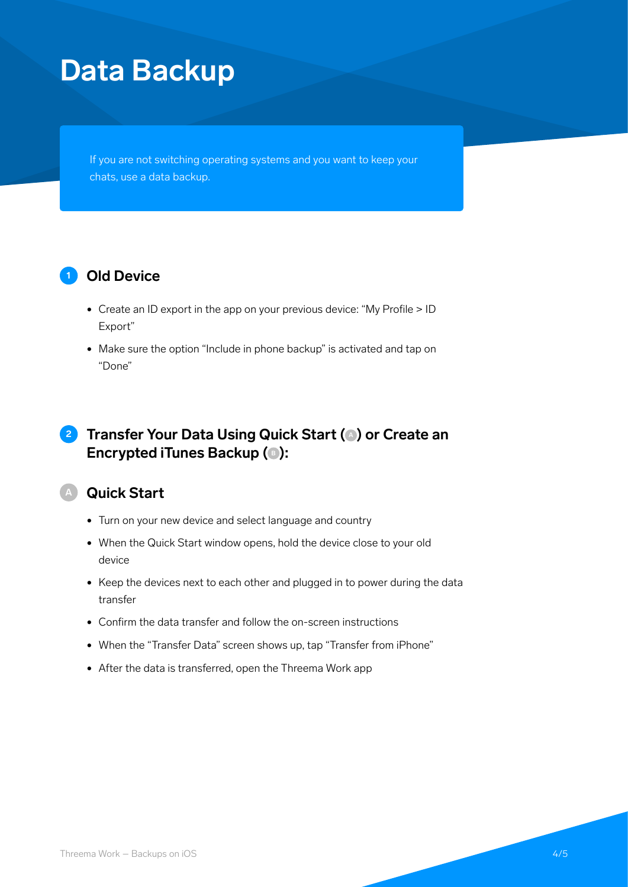# Data Backup

If you are not switching operating systems and you want to keep your chats, use a data backup.

## 1 Old Device

- Create an ID export in the app on your previous device: "My Profile > ID Export"
- Make sure the option "Include in phone backup" is activated and tap on "Done"

## 2 Transfer Your Data Using Quick Start (A) or Create an Encrypted iTunes Backup (B):

### A Quick Start

- Turn on your new device and select language and country
- When the Quick Start window opens, hold the device close to your old device
- Keep the devices next to each other and plugged in to power during the data transfer
- Confirm the data transfer and follow the on-screen instructions
- When the "Transfer Data" screen shows up, tap "Transfer from iPhone"
- After the data is transferred, open the Threema Work app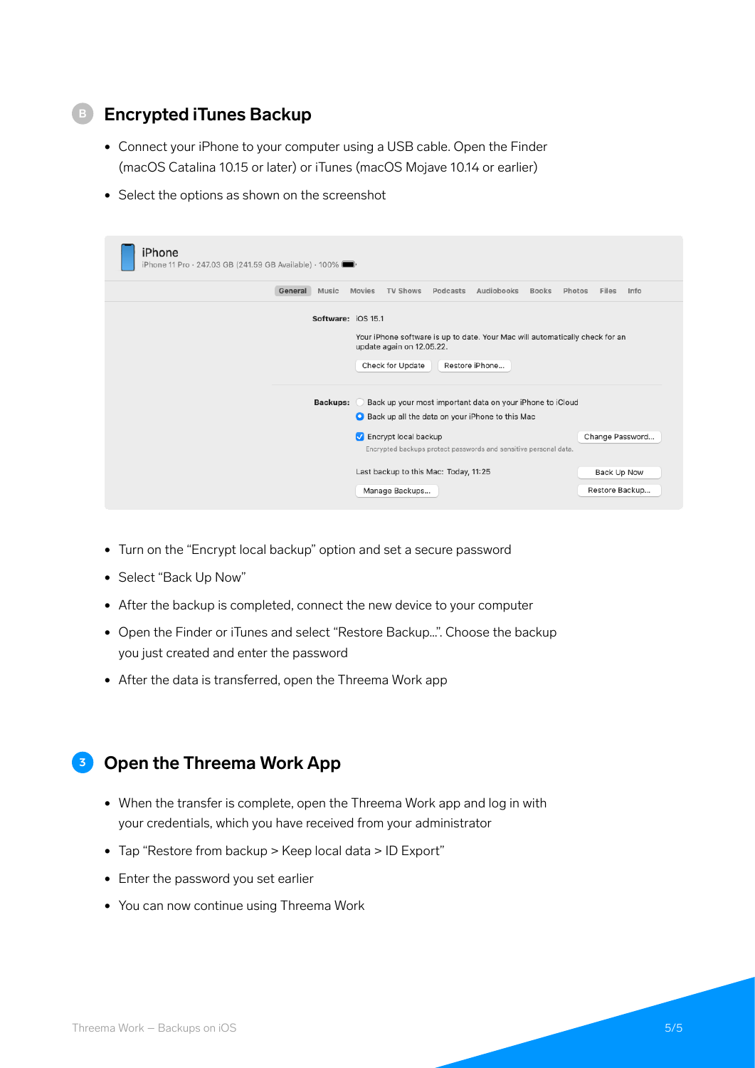## B Encrypted iTunes Backup

- Connect your iPhone to your computer using a USB cable. Open the Finder (macOS Catalina 10.15 or later) or iTunes (macOS Mojave 10.14 or earlier)
- Select the options as shown on the screenshot

iPhone
iPhone 11 Pro · 247.03 GB (241.59 GB Available) · 100%

General Music Movies TV Shows Podcasts Audiobooks Books Photos Files Info

Software: iOS 15.1

Your iPhone software is up to date. Your Mac will automatically check for an update again on 12.05.22.

Check for Update Restore iPhone...

Backups: Back up your most important data on your iPhone to iCloud
Back up all the data on your iPhone to this Mac

Encrypt local backup Change Password...
Encrypted backups protect passwords and sensitive personal data.

Last backup to this Mac: Today, 11:25 Back Up Now

Manage Backups... Restore Backup...

- Turn on the “Encrypt local backup” option and set a secure password
- Select “Back Up Now”
- After the backup is completed, connect the new device to your computer
- Open the Finder or iTunes and select “Restore Backup...”. Choose the backup you just created and enter the password
- After the data is transferred, open the Threema Work app

## 3 Open the Threema Work App

- When the transfer is complete, open the Threema Work app and log in with your credentials, which you have received from your administrator
- Tap “Restore from backup > Keep local data > ID Export”
- Enter the password you set earlier
- You can now continue using Threema Work